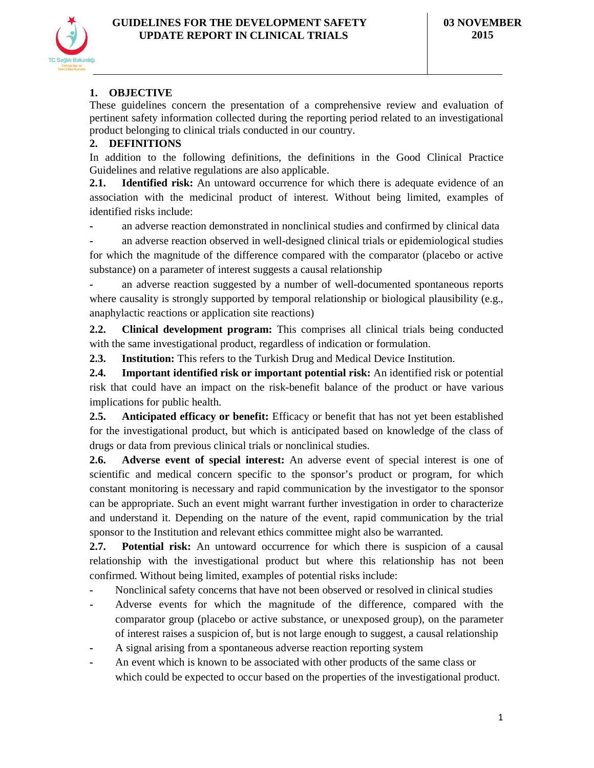# GUIDELINES FOR THE DEVELOPMENT SAFETY UPDATE REPORT IN CLINICAL TRIALS

03 NOVEMBER 2015

## 1. OBJECTIVE

These guidelines concern the presentation of a comprehensive review and evaluation of pertinent safety information collected during the reporting period related to an investigational product belonging to clinical trials conducted in our country.

## 2. DEFINITIONS

In addition to the following definitions, the definitions in the Good Clinical Practice Guidelines and relative regulations are also applicable.

**2.1. Identified risk:** An untoward occurrence for which there is adequate evidence of an association with the medicinal product of interest. Without being limited, examples of identified risks include:

- an adverse reaction demonstrated in nonclinical studies and confirmed by clinical data
- an adverse reaction observed in well-designed clinical trials or epidemiological studies for which the magnitude of the difference compared with the comparator (placebo or active substance) on a parameter of interest suggests a causal relationship
- an adverse reaction suggested by a number of well-documented spontaneous reports where causality is strongly supported by temporal relationship or biological plausibility (e.g., anaphylactic reactions or application site reactions)

**2.2. Clinical development program:** This comprises all clinical trials being conducted with the same investigational product, regardless of indication or formulation.

**2.3. Institution:** This refers to the Turkish Drug and Medical Device Institution.

**2.4. Important identified risk or important potential risk:** An identified risk or potential risk that could have an impact on the risk-benefit balance of the product or have various implications for public health.

**2.5. Anticipated efficacy or benefit:** Efficacy or benefit that has not yet been established for the investigational product, but which is anticipated based on knowledge of the class of drugs or data from previous clinical trials or nonclinical studies.

**2.6. Adverse event of special interest:** An adverse event of special interest is one of scientific and medical concern specific to the sponsor's product or program, for which constant monitoring is necessary and rapid communication by the investigator to the sponsor can be appropriate. Such an event might warrant further investigation in order to characterize and understand it. Depending on the nature of the event, rapid communication by the trial sponsor to the Institution and relevant ethics committee might also be warranted.

**2.7. Potential risk:** An untoward occurrence for which there is suspicion of a causal relationship with the investigational product but where this relationship has not been confirmed. Without being limited, examples of potential risks include:

- Nonclinical safety concerns that have not been observed or resolved in clinical studies
- Adverse events for which the magnitude of the difference, compared with the comparator group (placebo or active substance, or unexposed group), on the parameter of interest raises a suspicion of, but is not large enough to suggest, a causal relationship
- A signal arising from a spontaneous adverse reaction reporting system
- An event which is known to be associated with other products of the same class or which could be expected to occur based on the properties of the investigational product.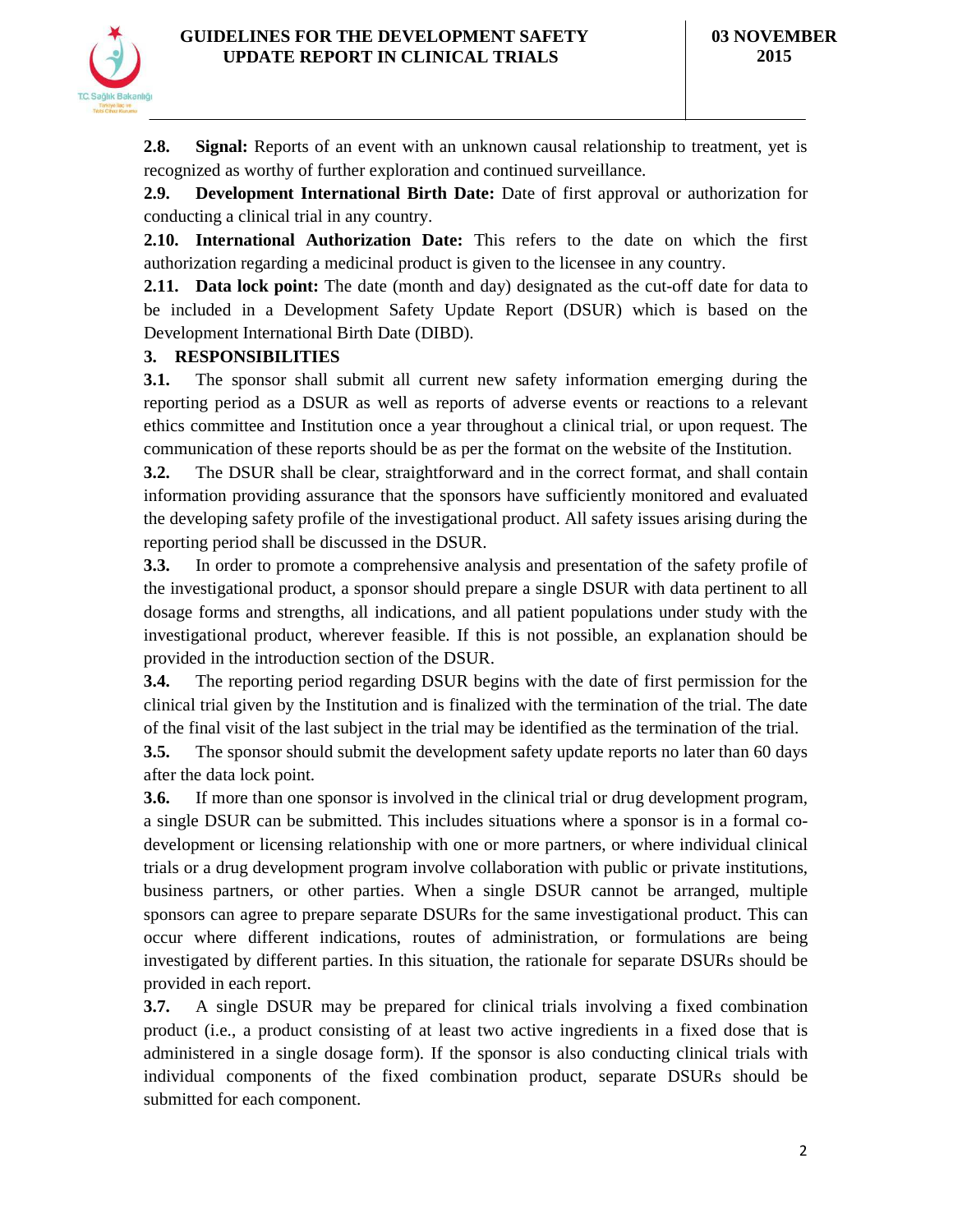**2.8. Signal:** Reports of an event with an unknown causal relationship to treatment, yet is recognized as worthy of further exploration and continued surveillance.

**2.9. Development International Birth Date:** Date of first approval or authorization for conducting a clinical trial in any country.

**2.10. International Authorization Date:** This refers to the date on which the first authorization regarding a medicinal product is given to the licensee in any country.

**2.11. Data lock point:** The date (month and day) designated as the cut-off date for data to be included in a Development Safety Update Report (DSUR) which is based on the Development International Birth Date (DIBD).

## 3. RESPONSIBILITIES

**3.1.** The sponsor shall submit all current new safety information emerging during the reporting period as a DSUR as well as reports of adverse events or reactions to a relevant ethics committee and Institution once a year throughout a clinical trial, or upon request. The communication of these reports should be as per the format on the website of the Institution.

**3.2.** The DSUR shall be clear, straightforward and in the correct format, and shall contain information providing assurance that the sponsors have sufficiently monitored and evaluated the developing safety profile of the investigational product. All safety issues arising during the reporting period shall be discussed in the DSUR.

**3.3.** In order to promote a comprehensive analysis and presentation of the safety profile of the investigational product, a sponsor should prepare a single DSUR with data pertinent to all dosage forms and strengths, all indications, and all patient populations under study with the investigational product, wherever feasible. If this is not possible, an explanation should be provided in the introduction section of the DSUR.

**3.4.** The reporting period regarding DSUR begins with the date of first permission for the clinical trial given by the Institution and is finalized with the termination of the trial. The date of the final visit of the last subject in the trial may be identified as the termination of the trial.

**3.5.** The sponsor should submit the development safety update reports no later than 60 days after the data lock point.

**3.6.** If more than one sponsor is involved in the clinical trial or drug development program, a single DSUR can be submitted. This includes situations where a sponsor is in a formal co-development or licensing relationship with one or more partners, or where individual clinical trials or a drug development program involve collaboration with public or private institutions, business partners, or other parties. When a single DSUR cannot be arranged, multiple sponsors can agree to prepare separate DSURs for the same investigational product. This can occur where different indications, routes of administration, or formulations are being investigated by different parties. In this situation, the rationale for separate DSURs should be provided in each report.

**3.7.** A single DSUR may be prepared for clinical trials involving a fixed combination product (i.e., a product consisting of at least two active ingredients in a fixed dose that is administered in a single dosage form). If the sponsor is also conducting clinical trials with individual components of the fixed combination product, separate DSURs should be submitted for each component.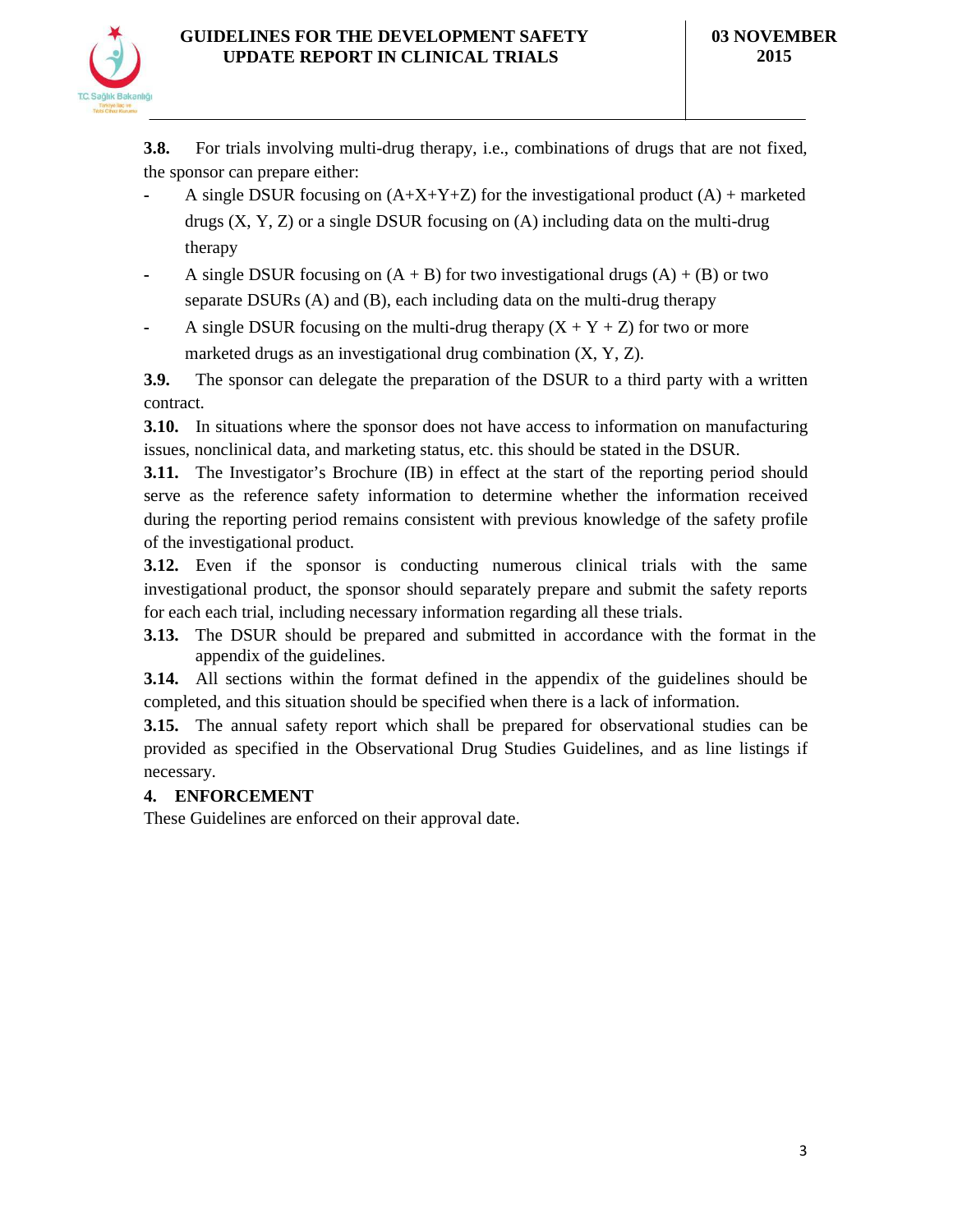**3.8.** For trials involving multi-drug therapy, i.e., combinations of drugs that are not fixed, the sponsor can prepare either:

- A single DSUR focusing on (A+X+Y+Z) for the investigational product (A) + marketed drugs (X, Y, Z) or a single DSUR focusing on (A) including data on the multi-drug therapy
- A single DSUR focusing on (A + B) for two investigational drugs (A) + (B) or two separate DSURs (A) and (B), each including data on the multi-drug therapy
- A single DSUR focusing on the multi-drug therapy (X + Y + Z) for two or more marketed drugs as an investigational drug combination (X, Y, Z).

**3.9.** The sponsor can delegate the preparation of the DSUR to a third party with a written contract.

**3.10.** In situations where the sponsor does not have access to information on manufacturing issues, nonclinical data, and marketing status, etc. this should be stated in the DSUR.

**3.11.** The Investigator's Brochure (IB) in effect at the start of the reporting period should serve as the reference safety information to determine whether the information received during the reporting period remains consistent with previous knowledge of the safety profile of the investigational product.

**3.12.** Even if the sponsor is conducting numerous clinical trials with the same investigational product, the sponsor should separately prepare and submit the safety reports for each each trial, including necessary information regarding all these trials.

**3.13.** The DSUR should be prepared and submitted in accordance with the format in the appendix of the guidelines.

**3.14.** All sections within the format defined in the appendix of the guidelines should be completed, and this situation should be specified when there is a lack of information.

**3.15.** The annual safety report which shall be prepared for observational studies can be provided as specified in the Observational Drug Studies Guidelines, and as line listings if necessary.

## 4. ENFORCEMENT

These Guidelines are enforced on their approval date.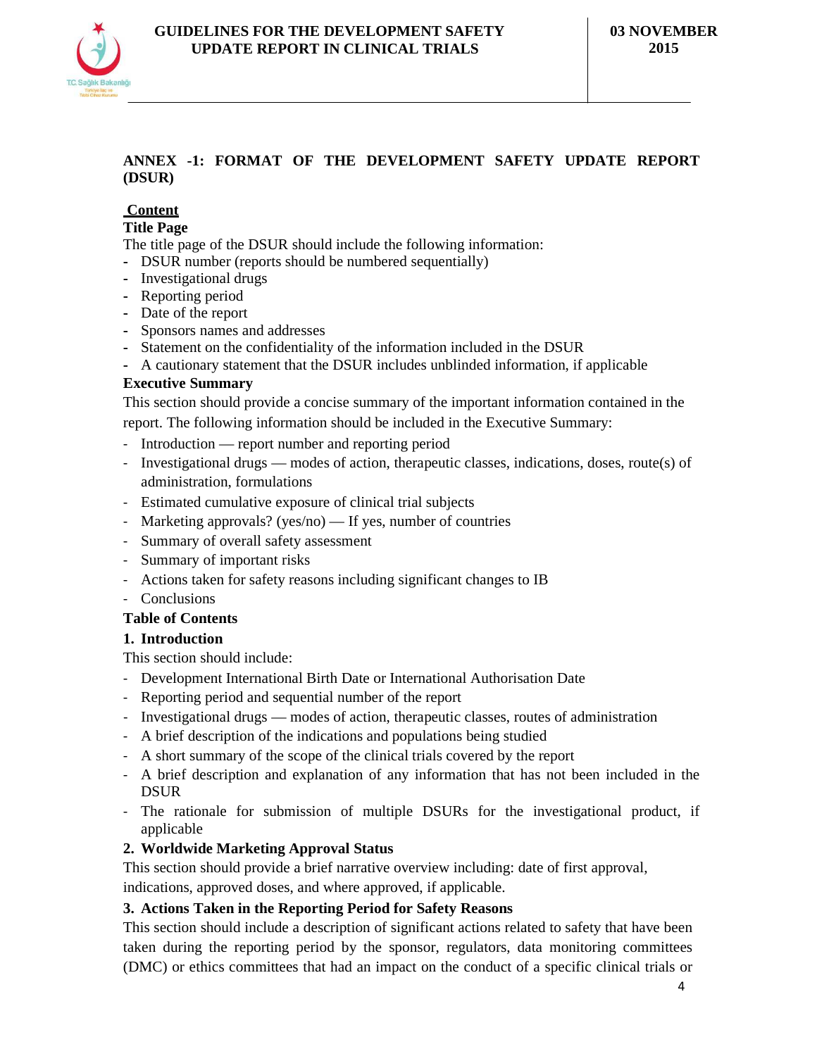## ANNEX -1: FORMAT OF THE DEVELOPMENT SAFETY UPDATE REPORT (DSUR)

**Content**

**Title Page**

The title page of the DSUR should include the following information:

- DSUR number (reports should be numbered sequentially)
- Investigational drugs
- Reporting period
- Date of the report
- Sponsors names and addresses
- Statement on the confidentiality of the information included in the DSUR
- A cautionary statement that the DSUR includes unblinded information, if applicable

**Executive Summary**

This section should provide a concise summary of the important information contained in the report. The following information should be included in the Executive Summary:

- Introduction — report number and reporting period
- Investigational drugs — modes of action, therapeutic classes, indications, doses, route(s) of administration, formulations
- Estimated cumulative exposure of clinical trial subjects
- Marketing approvals? (yes/no) — If yes, number of countries
- Summary of overall safety assessment
- Summary of important risks
- Actions taken for safety reasons including significant changes to IB
- Conclusions

**Table of Contents**

**1. Introduction**

This section should include:

- Development International Birth Date or International Authorisation Date
- Reporting period and sequential number of the report
- Investigational drugs — modes of action, therapeutic classes, routes of administration
- A brief description of the indications and populations being studied
- A short summary of the scope of the clinical trials covered by the report
- A brief description and explanation of any information that has not been included in the DSUR
- The rationale for submission of multiple DSURs for the investigational product, if applicable

**2. Worldwide Marketing Approval Status**

This section should provide a brief narrative overview including: date of first approval, indications, approved doses, and where approved, if applicable.

**3. Actions Taken in the Reporting Period for Safety Reasons**

This section should include a description of significant actions related to safety that have been taken during the reporting period by the sponsor, regulators, data monitoring committees (DMC) or ethics committees that had an impact on the conduct of a specific clinical trials or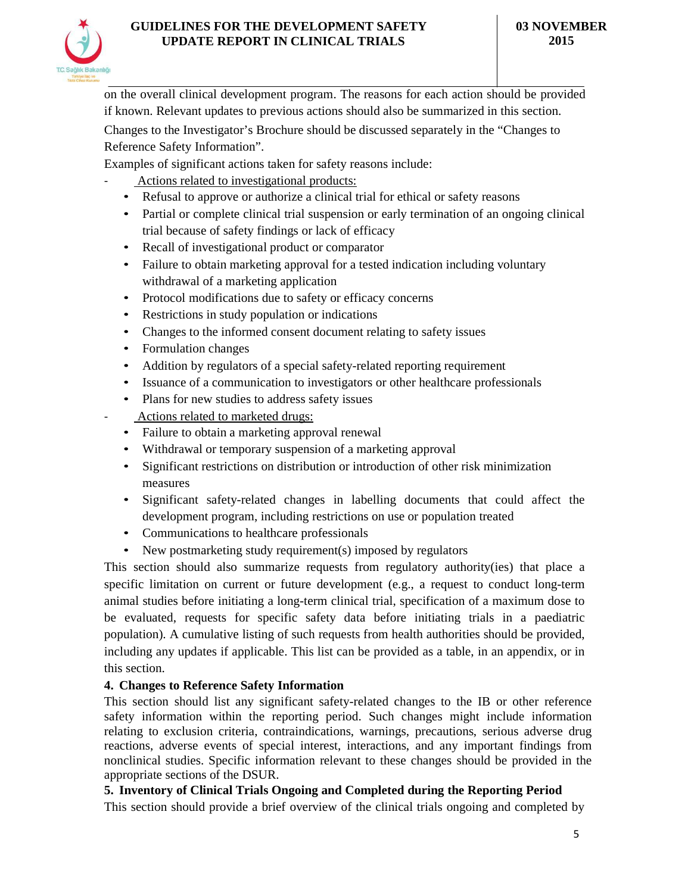on the overall clinical development program. The reasons for each action should be provided if known. Relevant updates to previous actions should also be summarized in this section.

Changes to the Investigator's Brochure should be discussed separately in the "Changes to Reference Safety Information".

Examples of significant actions taken for safety reasons include:

- Actions related to investigational products:
  - Refusal to approve or authorize a clinical trial for ethical or safety reasons
  - Partial or complete clinical trial suspension or early termination of an ongoing clinical trial because of safety findings or lack of efficacy
  - Recall of investigational product or comparator
  - Failure to obtain marketing approval for a tested indication including voluntary withdrawal of a marketing application
  - Protocol modifications due to safety or efficacy concerns
  - Restrictions in study population or indications
  - Changes to the informed consent document relating to safety issues
  - Formulation changes
  - Addition by regulators of a special safety-related reporting requirement
  - Issuance of a communication to investigators or other healthcare professionals
  - Plans for new studies to address safety issues
- Actions related to marketed drugs:
  - Failure to obtain a marketing approval renewal
  - Withdrawal or temporary suspension of a marketing approval
  - Significant restrictions on distribution or introduction of other risk minimization measures
  - Significant safety-related changes in labelling documents that could affect the development program, including restrictions on use or population treated
  - Communications to healthcare professionals
  - New postmarketing study requirement(s) imposed by regulators

This section should also summarize requests from regulatory authority(ies) that place a specific limitation on current or future development (e.g., a request to conduct long-term animal studies before initiating a long-term clinical trial, specification of a maximum dose to be evaluated, requests for specific safety data before initiating trials in a paediatric population). A cumulative listing of such requests from health authorities should be provided, including any updates if applicable. This list can be provided as a table, in an appendix, or in this section.

## 4. Changes to Reference Safety Information

This section should list any significant safety-related changes to the IB or other reference safety information within the reporting period. Such changes might include information relating to exclusion criteria, contraindications, warnings, precautions, serious adverse drug reactions, adverse events of special interest, interactions, and any important findings from nonclinical studies. Specific information relevant to these changes should be provided in the appropriate sections of the DSUR.

## 5. Inventory of Clinical Trials Ongoing and Completed during the Reporting Period

This section should provide a brief overview of the clinical trials ongoing and completed by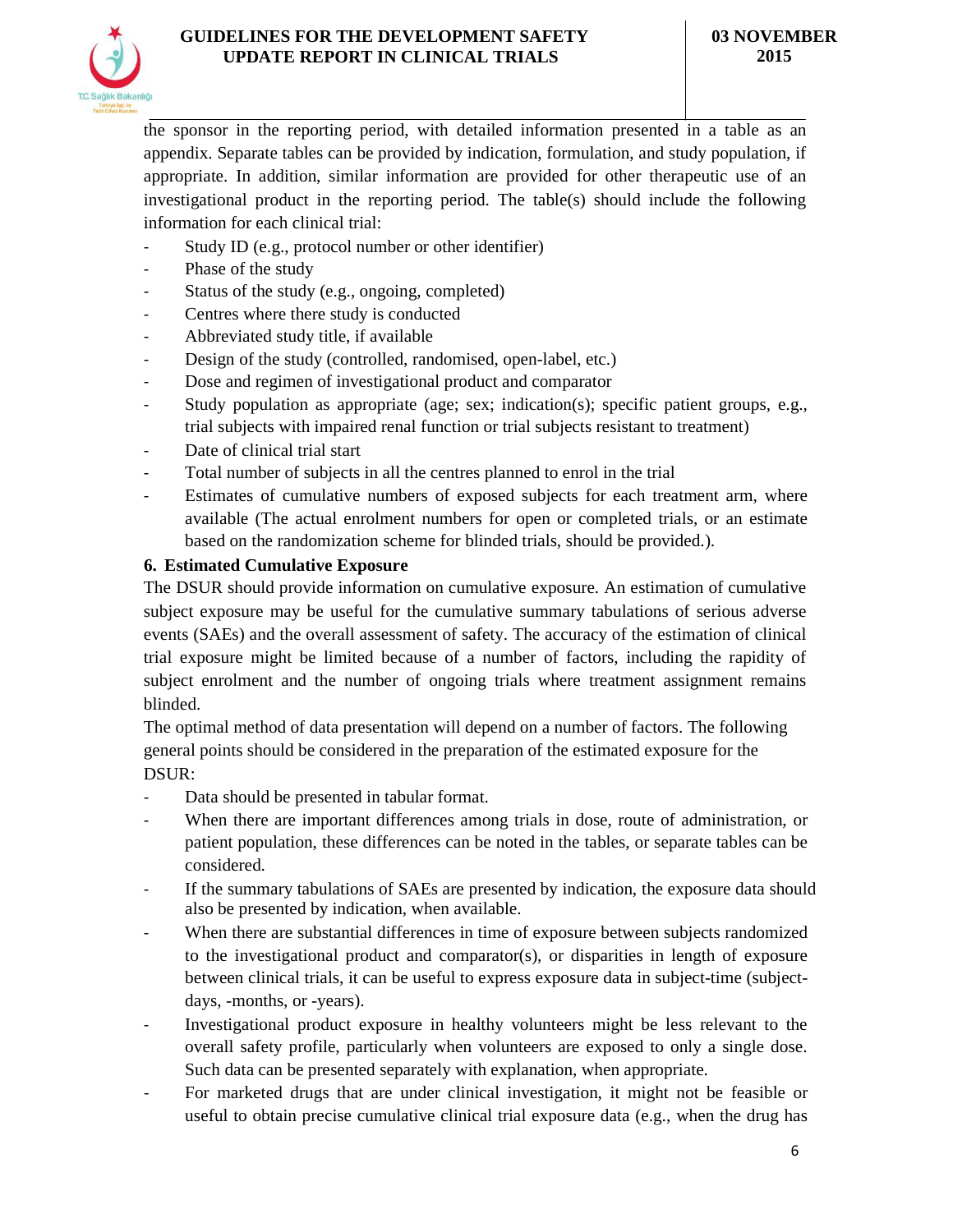the sponsor in the reporting period, with detailed information presented in a table as an appendix. Separate tables can be provided by indication, formulation, and study population, if appropriate. In addition, similar information are provided for other therapeutic use of an investigational product in the reporting period. The table(s) should include the following information for each clinical trial:

- Study ID (e.g., protocol number or other identifier)
- Phase of the study
- Status of the study (e.g., ongoing, completed)
- Centres where there study is conducted
- Abbreviated study title, if available
- Design of the study (controlled, randomised, open-label, etc.)
- Dose and regimen of investigational product and comparator
- Study population as appropriate (age; sex; indication(s); specific patient groups, e.g., trial subjects with impaired renal function or trial subjects resistant to treatment)
- Date of clinical trial start
- Total number of subjects in all the centres planned to enrol in the trial
- Estimates of cumulative numbers of exposed subjects for each treatment arm, where available (The actual enrolment numbers for open or completed trials, or an estimate based on the randomization scheme for blinded trials, should be provided.).

**6. Estimated Cumulative Exposure**

The DSUR should provide information on cumulative exposure. An estimation of cumulative subject exposure may be useful for the cumulative summary tabulations of serious adverse events (SAEs) and the overall assessment of safety. The accuracy of the estimation of clinical trial exposure might be limited because of a number of factors, including the rapidity of subject enrolment and the number of ongoing trials where treatment assignment remains blinded.

The optimal method of data presentation will depend on a number of factors. The following general points should be considered in the preparation of the estimated exposure for the DSUR:

- Data should be presented in tabular format.
- When there are important differences among trials in dose, route of administration, or patient population, these differences can be noted in the tables, or separate tables can be considered.
- If the summary tabulations of SAEs are presented by indication, the exposure data should also be presented by indication, when available.
- When there are substantial differences in time of exposure between subjects randomized to the investigational product and comparator(s), or disparities in length of exposure between clinical trials, it can be useful to express exposure data in subject-time (subject-days, -months, or -years).
- Investigational product exposure in healthy volunteers might be less relevant to the overall safety profile, particularly when volunteers are exposed to only a single dose. Such data can be presented separately with explanation, when appropriate.
- For marketed drugs that are under clinical investigation, it might not be feasible or useful to obtain precise cumulative clinical trial exposure data (e.g., when the drug has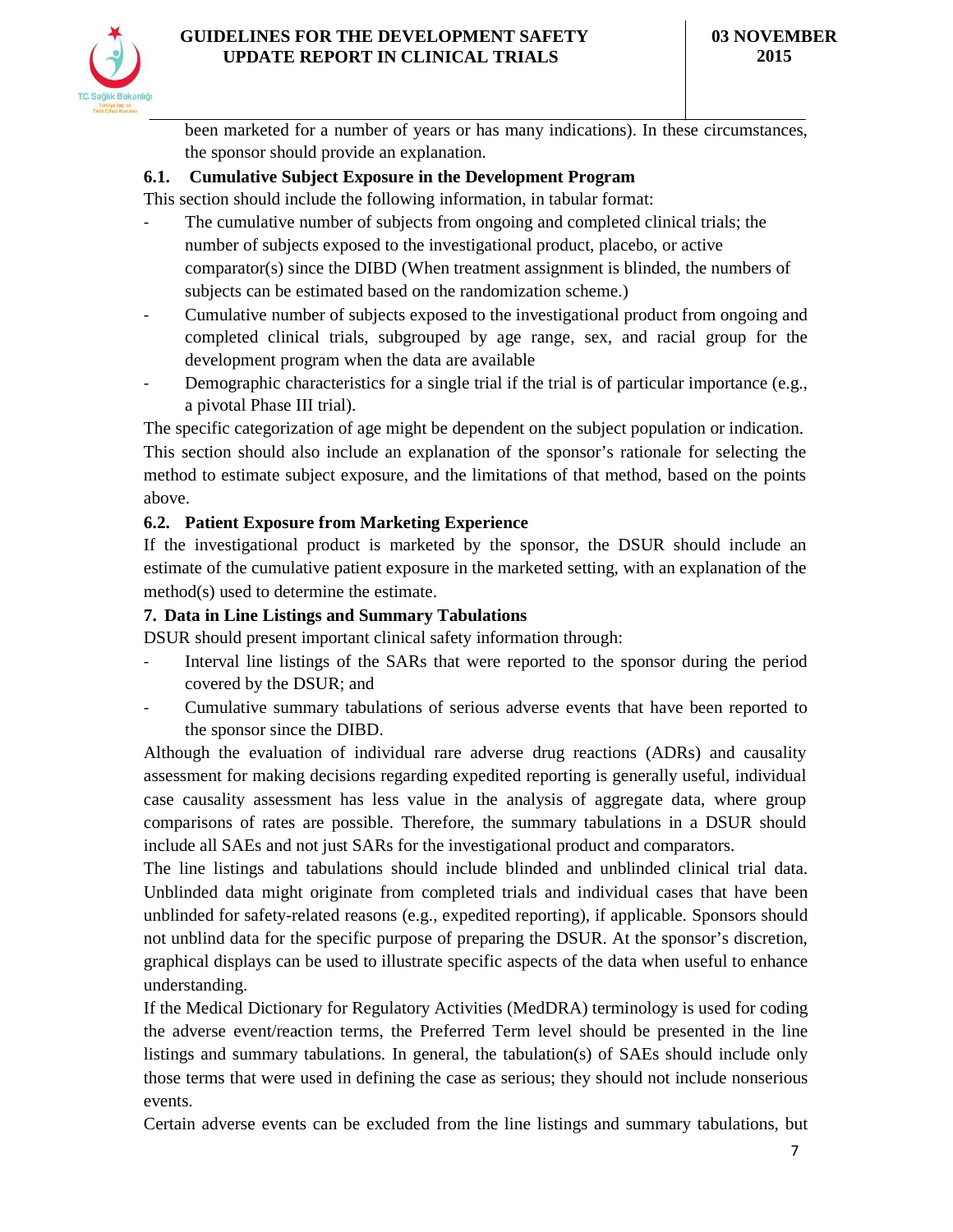been marketed for a number of years or has many indications). In these circumstances, the sponsor should provide an explanation.

### 6.1. Cumulative Subject Exposure in the Development Program

This section should include the following information, in tabular format:

- The cumulative number of subjects from ongoing and completed clinical trials; the number of subjects exposed to the investigational product, placebo, or active comparator(s) since the DIBD (When treatment assignment is blinded, the numbers of subjects can be estimated based on the randomization scheme.)
- Cumulative number of subjects exposed to the investigational product from ongoing and completed clinical trials, subgrouped by age range, sex, and racial group for the development program when the data are available
- Demographic characteristics for a single trial if the trial is of particular importance (e.g., a pivotal Phase III trial).

The specific categorization of age might be dependent on the subject population or indication.

This section should also include an explanation of the sponsor's rationale for selecting the method to estimate subject exposure, and the limitations of that method, based on the points above.

### 6.2. Patient Exposure from Marketing Experience

If the investigational product is marketed by the sponsor, the DSUR should include an estimate of the cumulative patient exposure in the marketed setting, with an explanation of the method(s) used to determine the estimate.

## 7. Data in Line Listings and Summary Tabulations

DSUR should present important clinical safety information through:

- Interval line listings of the SARs that were reported to the sponsor during the period covered by the DSUR; and
- Cumulative summary tabulations of serious adverse events that have been reported to the sponsor since the DIBD.

Although the evaluation of individual rare adverse drug reactions (ADRs) and causality assessment for making decisions regarding expedited reporting is generally useful, individual case causality assessment has less value in the analysis of aggregate data, where group comparisons of rates are possible. Therefore, the summary tabulations in a DSUR should include all SAEs and not just SARs for the investigational product and comparators.

The line listings and tabulations should include blinded and unblinded clinical trial data. Unblinded data might originate from completed trials and individual cases that have been unblinded for safety-related reasons (e.g., expedited reporting), if applicable. Sponsors should not unblind data for the specific purpose of preparing the DSUR. At the sponsor's discretion, graphical displays can be used to illustrate specific aspects of the data when useful to enhance understanding.

If the Medical Dictionary for Regulatory Activities (MedDRA) terminology is used for coding the adverse event/reaction terms, the Preferred Term level should be presented in the line listings and summary tabulations. In general, the tabulation(s) of SAEs should include only those terms that were used in defining the case as serious; they should not include nonserious events.

Certain adverse events can be excluded from the line listings and summary tabulations, but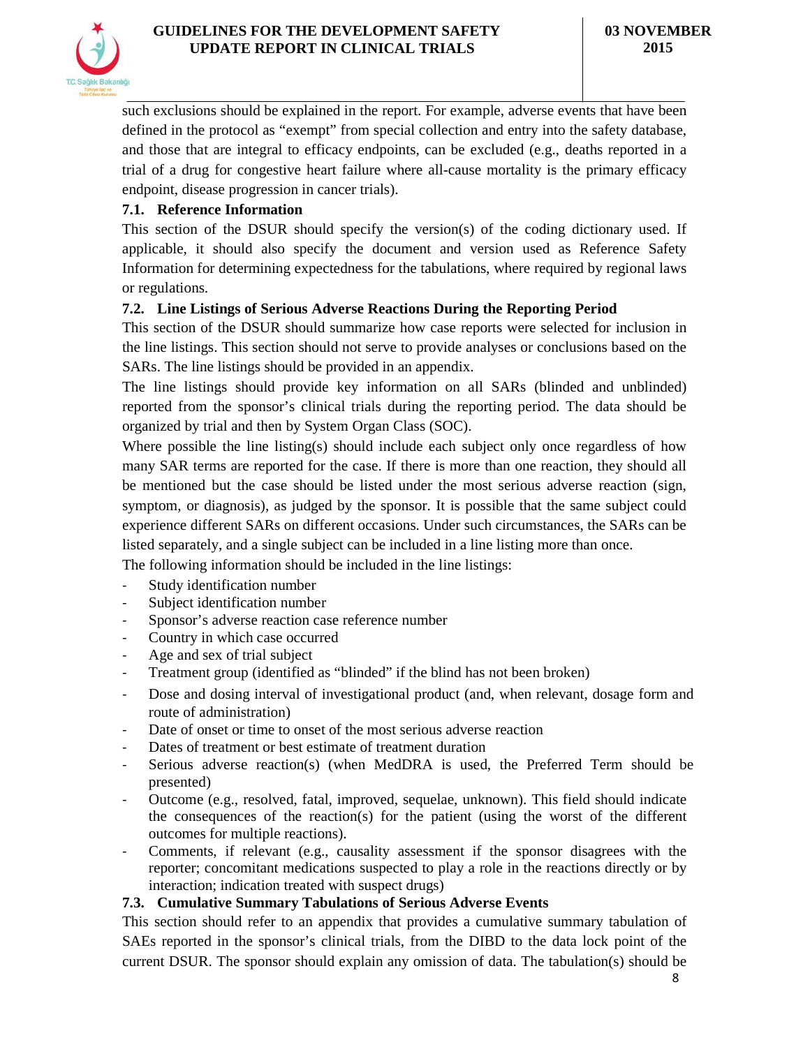such exclusions should be explained in the report. For example, adverse events that have been defined in the protocol as "exempt" from special collection and entry into the safety database, and those that are integral to efficacy endpoints, can be excluded (e.g., deaths reported in a trial of a drug for congestive heart failure where all-cause mortality is the primary efficacy endpoint, disease progression in cancer trials).

### 7.1. Reference Information

This section of the DSUR should specify the version(s) of the coding dictionary used. If applicable, it should also specify the document and version used as Reference Safety Information for determining expectedness for the tabulations, where required by regional laws or regulations.

### 7.2. Line Listings of Serious Adverse Reactions During the Reporting Period

This section of the DSUR should summarize how case reports were selected for inclusion in the line listings. This section should not serve to provide analyses or conclusions based on the SARs. The line listings should be provided in an appendix.

The line listings should provide key information on all SARs (blinded and unblinded) reported from the sponsor's clinical trials during the reporting period. The data should be organized by trial and then by System Organ Class (SOC).

Where possible the line listing(s) should include each subject only once regardless of how many SAR terms are reported for the case. If there is more than one reaction, they should all be mentioned but the case should be listed under the most serious adverse reaction (sign, symptom, or diagnosis), as judged by the sponsor. It is possible that the same subject could experience different SARs on different occasions. Under such circumstances, the SARs can be listed separately, and a single subject can be included in a line listing more than once.

The following information should be included in the line listings:

- Study identification number
- Subject identification number
- Sponsor's adverse reaction case reference number
- Country in which case occurred
- Age and sex of trial subject
- Treatment group (identified as "blinded" if the blind has not been broken)
- Dose and dosing interval of investigational product (and, when relevant, dosage form and route of administration)
- Date of onset or time to onset of the most serious adverse reaction
- Dates of treatment or best estimate of treatment duration
- Serious adverse reaction(s) (when MedDRA is used, the Preferred Term should be presented)
- Outcome (e.g., resolved, fatal, improved, sequelae, unknown). This field should indicate the consequences of the reaction(s) for the patient (using the worst of the different outcomes for multiple reactions).
- Comments, if relevant (e.g., causality assessment if the sponsor disagrees with the reporter; concomitant medications suspected to play a role in the reactions directly or by interaction; indication treated with suspect drugs)

### 7.3. Cumulative Summary Tabulations of Serious Adverse Events

This section should refer to an appendix that provides a cumulative summary tabulation of SAEs reported in the sponsor's clinical trials, from the DIBD to the data lock point of the current DSUR. The sponsor should explain any omission of data. The tabulation(s) should be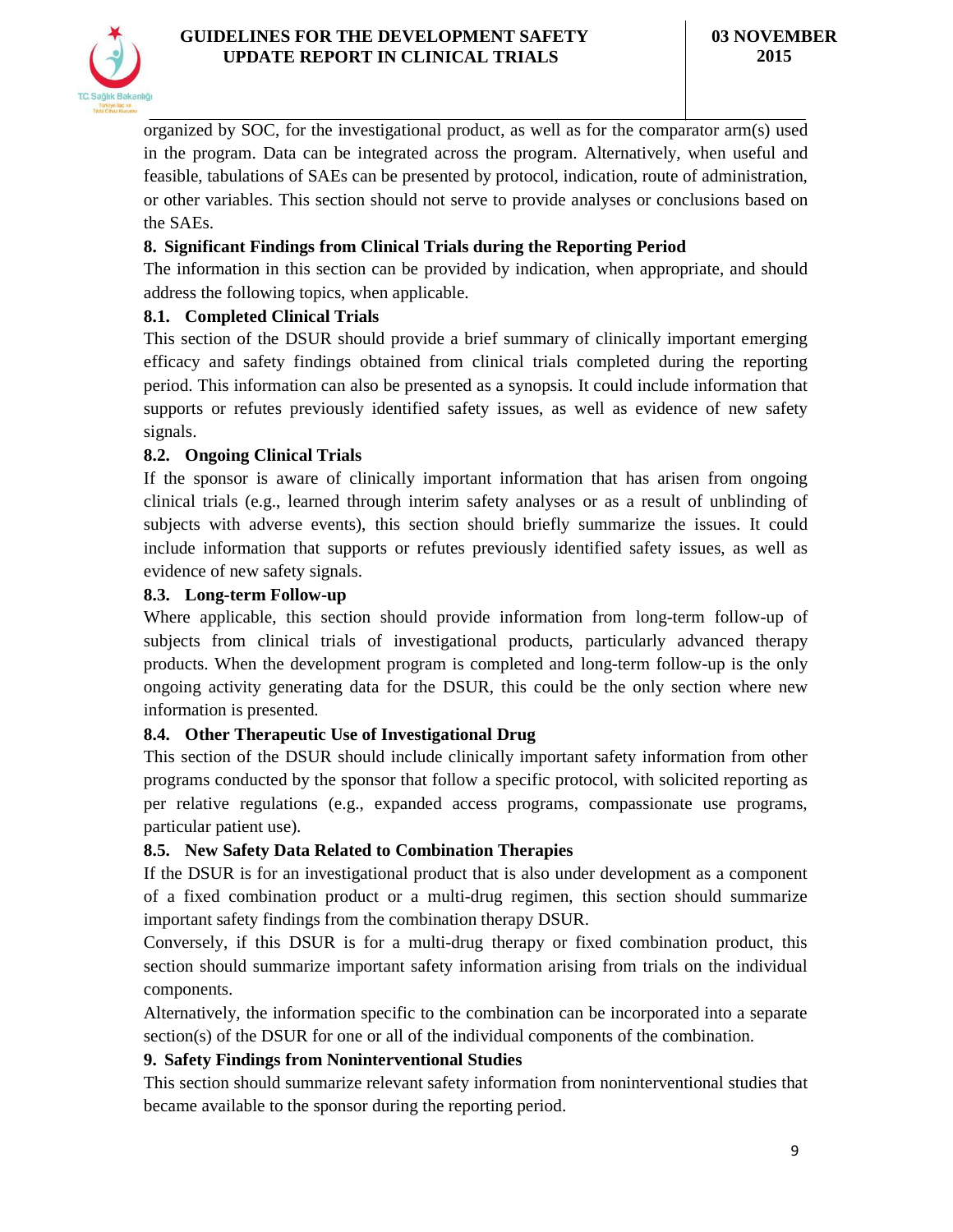organized by SOC, for the investigational product, as well as for the comparator arm(s) used in the program. Data can be integrated across the program. Alternatively, when useful and feasible, tabulations of SAEs can be presented by protocol, indication, route of administration, or other variables. This section should not serve to provide analyses or conclusions based on the SAEs.

## 8. Significant Findings from Clinical Trials during the Reporting Period

The information in this section can be provided by indication, when appropriate, and should address the following topics, when applicable.

### 8.1. Completed Clinical Trials

This section of the DSUR should provide a brief summary of clinically important emerging efficacy and safety findings obtained from clinical trials completed during the reporting period. This information can also be presented as a synopsis. It could include information that supports or refutes previously identified safety issues, as well as evidence of new safety signals.

### 8.2. Ongoing Clinical Trials

If the sponsor is aware of clinically important information that has arisen from ongoing clinical trials (e.g., learned through interim safety analyses or as a result of unblinding of subjects with adverse events), this section should briefly summarize the issues. It could include information that supports or refutes previously identified safety issues, as well as evidence of new safety signals.

### 8.3. Long-term Follow-up

Where applicable, this section should provide information from long-term follow-up of subjects from clinical trials of investigational products, particularly advanced therapy products. When the development program is completed and long-term follow-up is the only ongoing activity generating data for the DSUR, this could be the only section where new information is presented.

### 8.4. Other Therapeutic Use of Investigational Drug

This section of the DSUR should include clinically important safety information from other programs conducted by the sponsor that follow a specific protocol, with solicited reporting as per relative regulations (e.g., expanded access programs, compassionate use programs, particular patient use).

### 8.5. New Safety Data Related to Combination Therapies

If the DSUR is for an investigational product that is also under development as a component of a fixed combination product or a multi-drug regimen, this section should summarize important safety findings from the combination therapy DSUR.

Conversely, if this DSUR is for a multi-drug therapy or fixed combination product, this section should summarize important safety information arising from trials on the individual components.

Alternatively, the information specific to the combination can be incorporated into a separate section(s) of the DSUR for one or all of the individual components of the combination.

## 9. Safety Findings from Noninterventional Studies

This section should summarize relevant safety information from noninterventional studies that became available to the sponsor during the reporting period.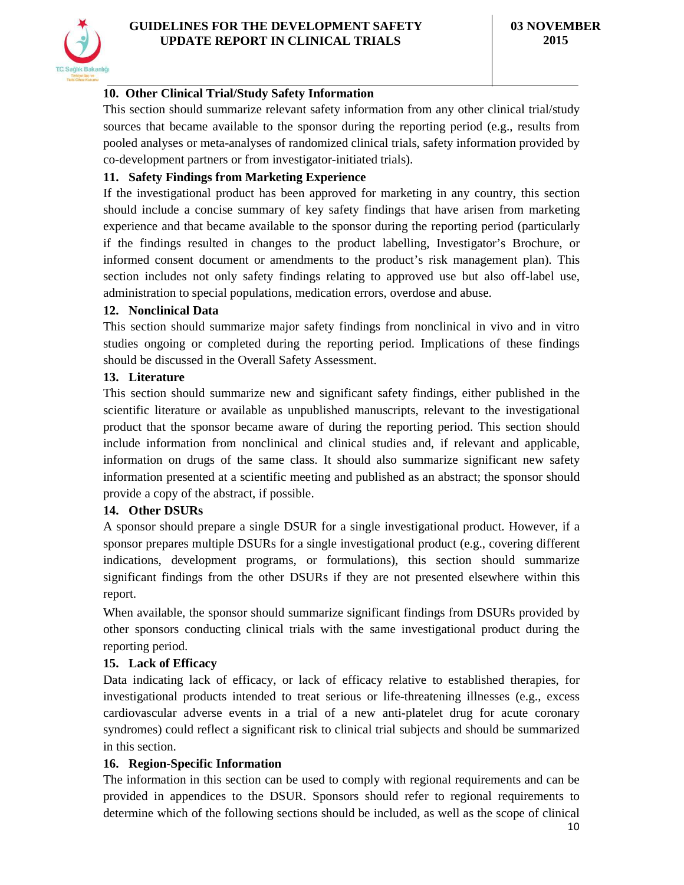## 10. Other Clinical Trial/Study Safety Information

This section should summarize relevant safety information from any other clinical trial/study sources that became available to the sponsor during the reporting period (e.g., results from pooled analyses or meta-analyses of randomized clinical trials, safety information provided by co-development partners or from investigator-initiated trials).

## 11. Safety Findings from Marketing Experience

If the investigational product has been approved for marketing in any country, this section should include a concise summary of key safety findings that have arisen from marketing experience and that became available to the sponsor during the reporting period (particularly if the findings resulted in changes to the product labelling, Investigator's Brochure, or informed consent document or amendments to the product's risk management plan). This section includes not only safety findings relating to approved use but also off-label use, administration to special populations, medication errors, overdose and abuse.

## 12. Nonclinical Data

This section should summarize major safety findings from nonclinical in vivo and in vitro studies ongoing or completed during the reporting period. Implications of these findings should be discussed in the Overall Safety Assessment.

## 13. Literature

This section should summarize new and significant safety findings, either published in the scientific literature or available as unpublished manuscripts, relevant to the investigational product that the sponsor became aware of during the reporting period. This section should include information from nonclinical and clinical studies and, if relevant and applicable, information on drugs of the same class. It should also summarize significant new safety information presented at a scientific meeting and published as an abstract; the sponsor should provide a copy of the abstract, if possible.

## 14. Other DSURs

A sponsor should prepare a single DSUR for a single investigational product. However, if a sponsor prepares multiple DSURs for a single investigational product (e.g., covering different indications, development programs, or formulations), this section should summarize significant findings from the other DSURs if they are not presented elsewhere within this report.

When available, the sponsor should summarize significant findings from DSURs provided by other sponsors conducting clinical trials with the same investigational product during the reporting period.

## 15. Lack of Efficacy

Data indicating lack of efficacy, or lack of efficacy relative to established therapies, for investigational products intended to treat serious or life-threatening illnesses (e.g., excess cardiovascular adverse events in a trial of a new anti-platelet drug for acute coronary syndromes) could reflect a significant risk to clinical trial subjects and should be summarized in this section.

## 16. Region-Specific Information

The information in this section can be used to comply with regional requirements and can be provided in appendices to the DSUR. Sponsors should refer to regional requirements to determine which of the following sections should be included, as well as the scope of clinical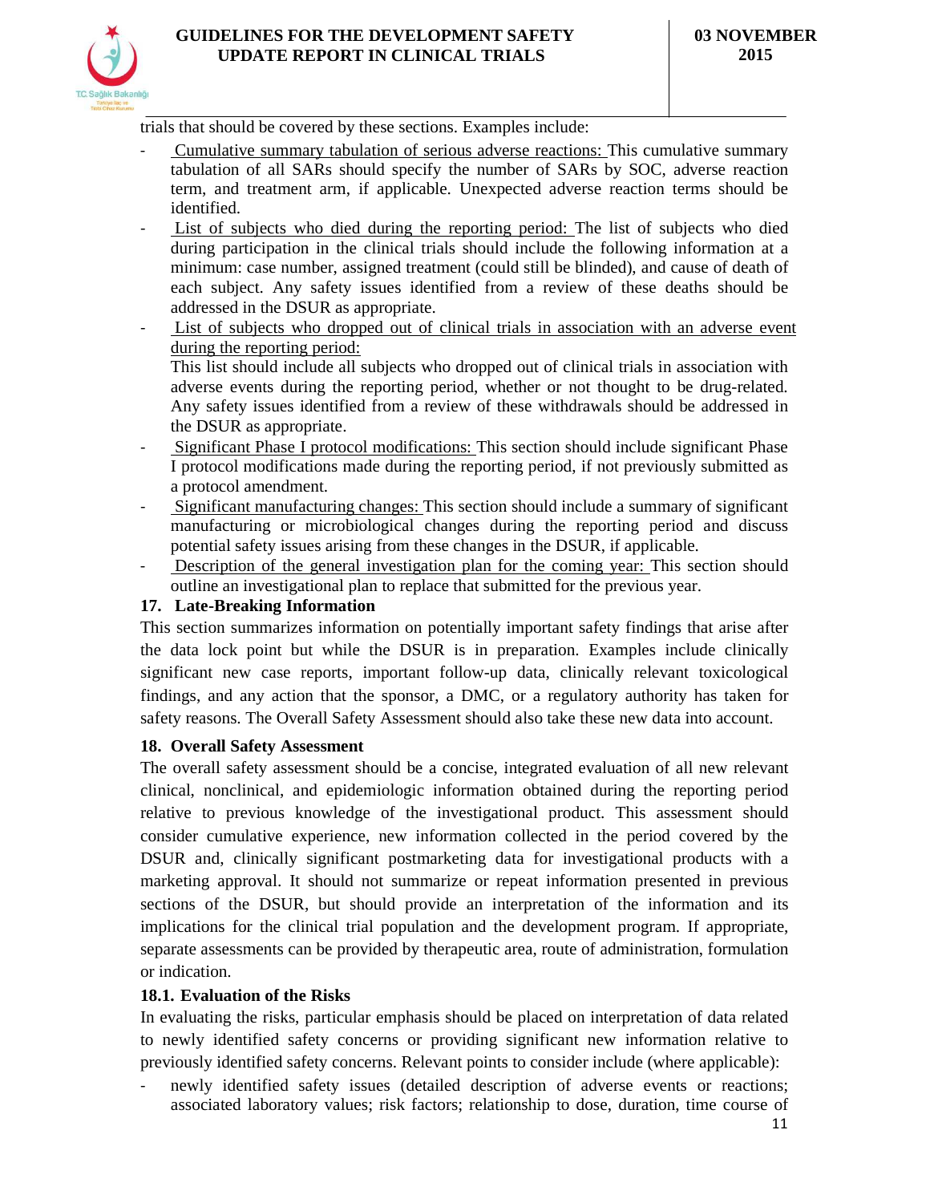trials that should be covered by these sections. Examples include:

- Cumulative summary tabulation of serious adverse reactions: This cumulative summary tabulation of all SARs should specify the number of SARs by SOC, adverse reaction term, and treatment arm, if applicable. Unexpected adverse reaction terms should be identified.
- List of subjects who died during the reporting period: The list of subjects who died during participation in the clinical trials should include the following information at a minimum: case number, assigned treatment (could still be blinded), and cause of death of each subject. Any safety issues identified from a review of these deaths should be addressed in the DSUR as appropriate.
- List of subjects who dropped out of clinical trials in association with an adverse event during the reporting period:
  This list should include all subjects who dropped out of clinical trials in association with adverse events during the reporting period, whether or not thought to be drug-related. Any safety issues identified from a review of these withdrawals should be addressed in the DSUR as appropriate.
- Significant Phase I protocol modifications: This section should include significant Phase I protocol modifications made during the reporting period, if not previously submitted as a protocol amendment.
- Significant manufacturing changes: This section should include a summary of significant manufacturing or microbiological changes during the reporting period and discuss potential safety issues arising from these changes in the DSUR, if applicable.
- Description of the general investigation plan for the coming year: This section should outline an investigational plan to replace that submitted for the previous year.

## 17. Late-Breaking Information

This section summarizes information on potentially important safety findings that arise after the data lock point but while the DSUR is in preparation. Examples include clinically significant new case reports, important follow-up data, clinically relevant toxicological findings, and any action that the sponsor, a DMC, or a regulatory authority has taken for safety reasons. The Overall Safety Assessment should also take these new data into account.

## 18. Overall Safety Assessment

The overall safety assessment should be a concise, integrated evaluation of all new relevant clinical, nonclinical, and epidemiologic information obtained during the reporting period relative to previous knowledge of the investigational product. This assessment should consider cumulative experience, new information collected in the period covered by the DSUR and, clinically significant postmarketing data for investigational products with a marketing approval. It should not summarize or repeat information presented in previous sections of the DSUR, but should provide an interpretation of the information and its implications for the clinical trial population and the development program. If appropriate, separate assessments can be provided by therapeutic area, route of administration, formulation or indication.

### 18.1. Evaluation of the Risks

In evaluating the risks, particular emphasis should be placed on interpretation of data related to newly identified safety concerns or providing significant new information relative to previously identified safety concerns. Relevant points to consider include (where applicable):

- newly identified safety issues (detailed description of adverse events or reactions; associated laboratory values; risk factors; relationship to dose, duration, time course of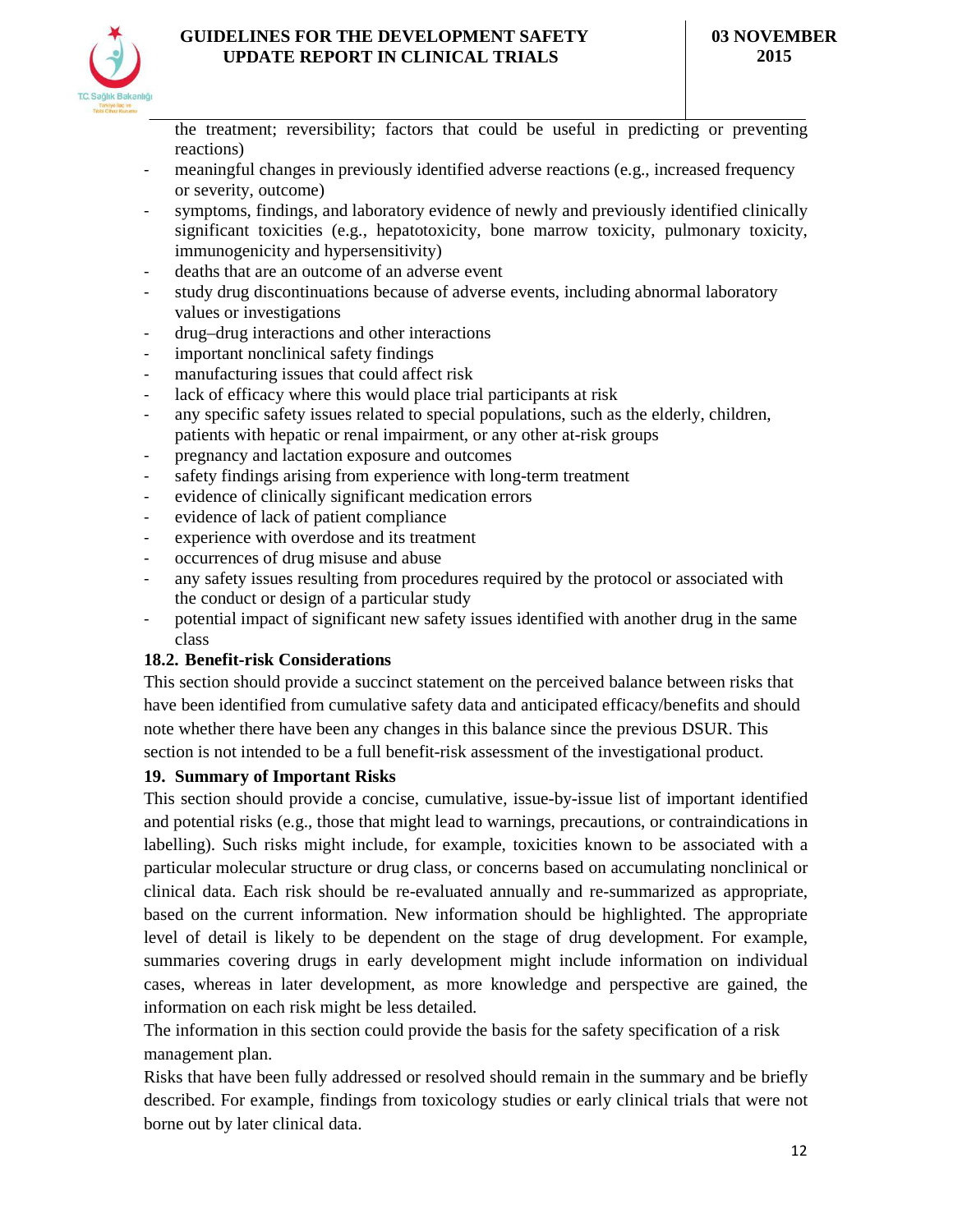the treatment; reversibility; factors that could be useful in predicting or preventing reactions)

- meaningful changes in previously identified adverse reactions (e.g., increased frequency or severity, outcome)
- symptoms, findings, and laboratory evidence of newly and previously identified clinically significant toxicities (e.g., hepatotoxicity, bone marrow toxicity, pulmonary toxicity, immunogenicity and hypersensitivity)
- deaths that are an outcome of an adverse event
- study drug discontinuations because of adverse events, including abnormal laboratory values or investigations
- drug–drug interactions and other interactions
- important nonclinical safety findings
- manufacturing issues that could affect risk
- lack of efficacy where this would place trial participants at risk
- any specific safety issues related to special populations, such as the elderly, children, patients with hepatic or renal impairment, or any other at-risk groups
- pregnancy and lactation exposure and outcomes
- safety findings arising from experience with long-term treatment
- evidence of clinically significant medication errors
- evidence of lack of patient compliance
- experience with overdose and its treatment
- occurrences of drug misuse and abuse
- any safety issues resulting from procedures required by the protocol or associated with the conduct or design of a particular study
- potential impact of significant new safety issues identified with another drug in the same class

### 18.2. Benefit-risk Considerations

This section should provide a succinct statement on the perceived balance between risks that have been identified from cumulative safety data and anticipated efficacy/benefits and should note whether there have been any changes in this balance since the previous DSUR. This section is not intended to be a full benefit-risk assessment of the investigational product.

## 19. Summary of Important Risks

This section should provide a concise, cumulative, issue-by-issue list of important identified and potential risks (e.g., those that might lead to warnings, precautions, or contraindications in labelling). Such risks might include, for example, toxicities known to be associated with a particular molecular structure or drug class, or concerns based on accumulating nonclinical or clinical data. Each risk should be re-evaluated annually and re-summarized as appropriate, based on the current information. New information should be highlighted. The appropriate level of detail is likely to be dependent on the stage of drug development. For example, summaries covering drugs in early development might include information on individual cases, whereas in later development, as more knowledge and perspective are gained, the information on each risk might be less detailed.

The information in this section could provide the basis for the safety specification of a risk management plan.

Risks that have been fully addressed or resolved should remain in the summary and be briefly described. For example, findings from toxicology studies or early clinical trials that were not borne out by later clinical data.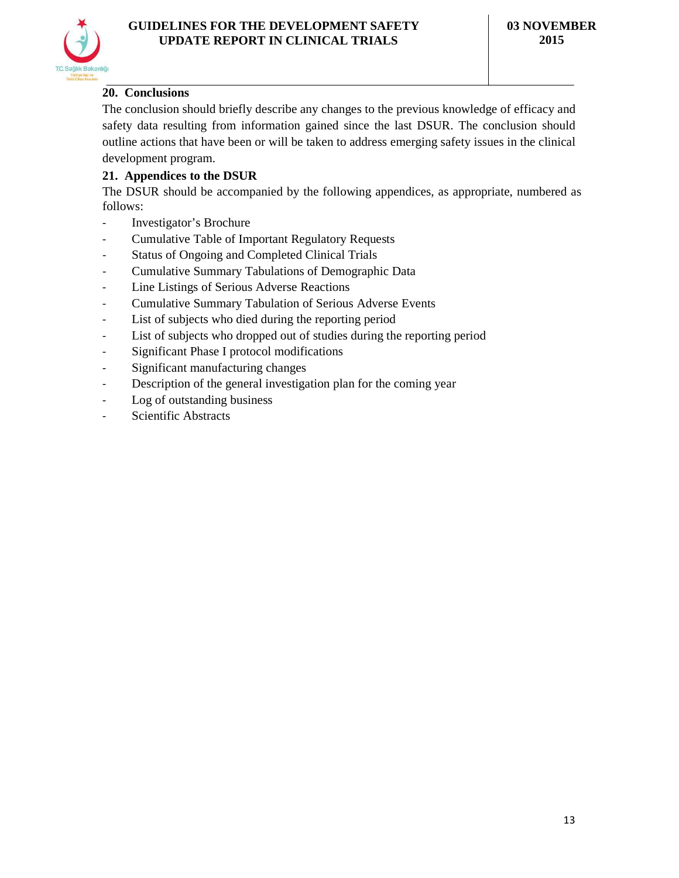## 20. Conclusions

The conclusion should briefly describe any changes to the previous knowledge of efficacy and safety data resulting from information gained since the last DSUR. The conclusion should outline actions that have been or will be taken to address emerging safety issues in the clinical development program.

## 21. Appendices to the DSUR

The DSUR should be accompanied by the following appendices, as appropriate, numbered as follows:

- Investigator's Brochure
- Cumulative Table of Important Regulatory Requests
- Status of Ongoing and Completed Clinical Trials
- Cumulative Summary Tabulations of Demographic Data
- Line Listings of Serious Adverse Reactions
- Cumulative Summary Tabulation of Serious Adverse Events
- List of subjects who died during the reporting period
- List of subjects who dropped out of studies during the reporting period
- Significant Phase I protocol modifications
- Significant manufacturing changes
- Description of the general investigation plan for the coming year
- Log of outstanding business
- Scientific Abstracts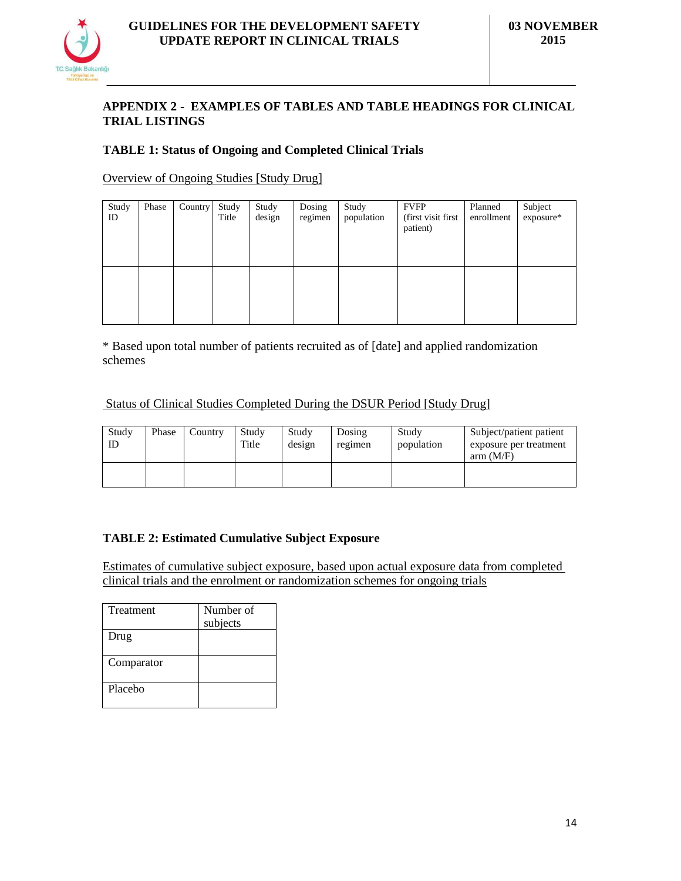## APPENDIX 2 - EXAMPLES OF TABLES AND TABLE HEADINGS FOR CLINICAL TRIAL LISTINGS

### TABLE 1: Status of Ongoing and Completed Clinical Trials

Overview of Ongoing Studies [Study Drug]

| Study ID | Phase | Country | Study Title | Study design | Dosing regimen | Study population | FVFP (first visit first patient) | Planned enrollment | Subject exposure* |
|---|---|---|---|---|---|---|---|---|---|
| | | | | | | | | | |

* Based upon total number of patients recruited as of [date] and applied randomization schemes

Status of Clinical Studies Completed During the DSUR Period [Study Drug]

| Study ID | Phase | Country | Study Title | Study design | Dosing regimen | Study population | Subject/patient patient exposure per treatment arm (M/F) |
|---|---|---|---|---|---|---|---|
| | | | | | | | |

### TABLE 2: Estimated Cumulative Subject Exposure

Estimates of cumulative subject exposure, based upon actual exposure data from completed clinical trials and the enrolment or randomization schemes for ongoing trials

| Treatment | Number of subjects |
|---|---|
| Drug | |
| Comparator | |
| Placebo | |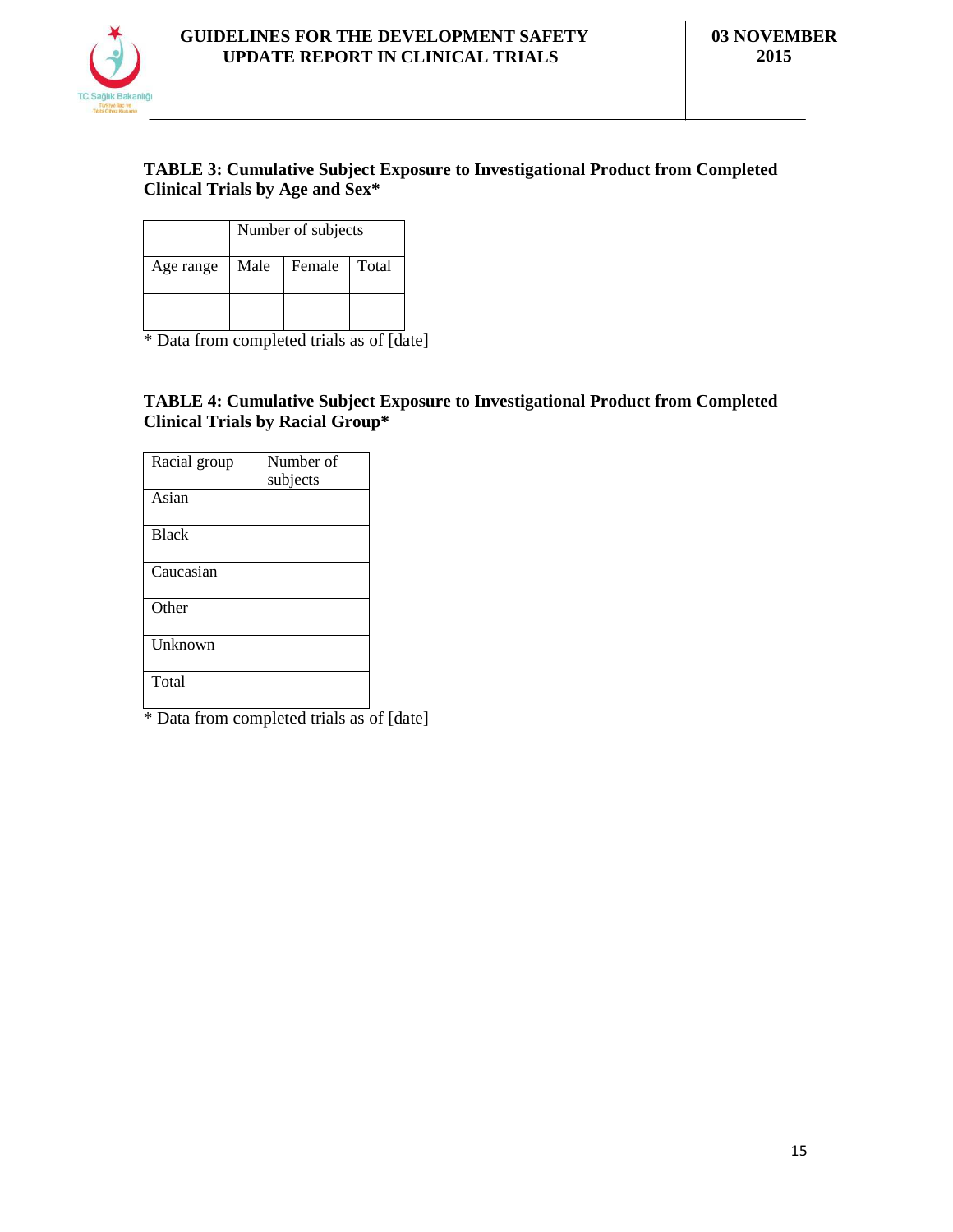**TABLE 3: Cumulative Subject Exposure to Investigational Product from Completed Clinical Trials by Age and Sex***

| | Number of subjects | | |
|---|---|---|---|
| Age range | Male | Female | Total |
| | | | |

* Data from completed trials as of [date]

**TABLE 4: Cumulative Subject Exposure to Investigational Product from Completed Clinical Trials by Racial Group***

| Racial group | Number of subjects |
|---|---|
| Asian | |
| Black | |
| Caucasian | |
| Other | |
| Unknown | |
| Total | |

* Data from completed trials as of [date]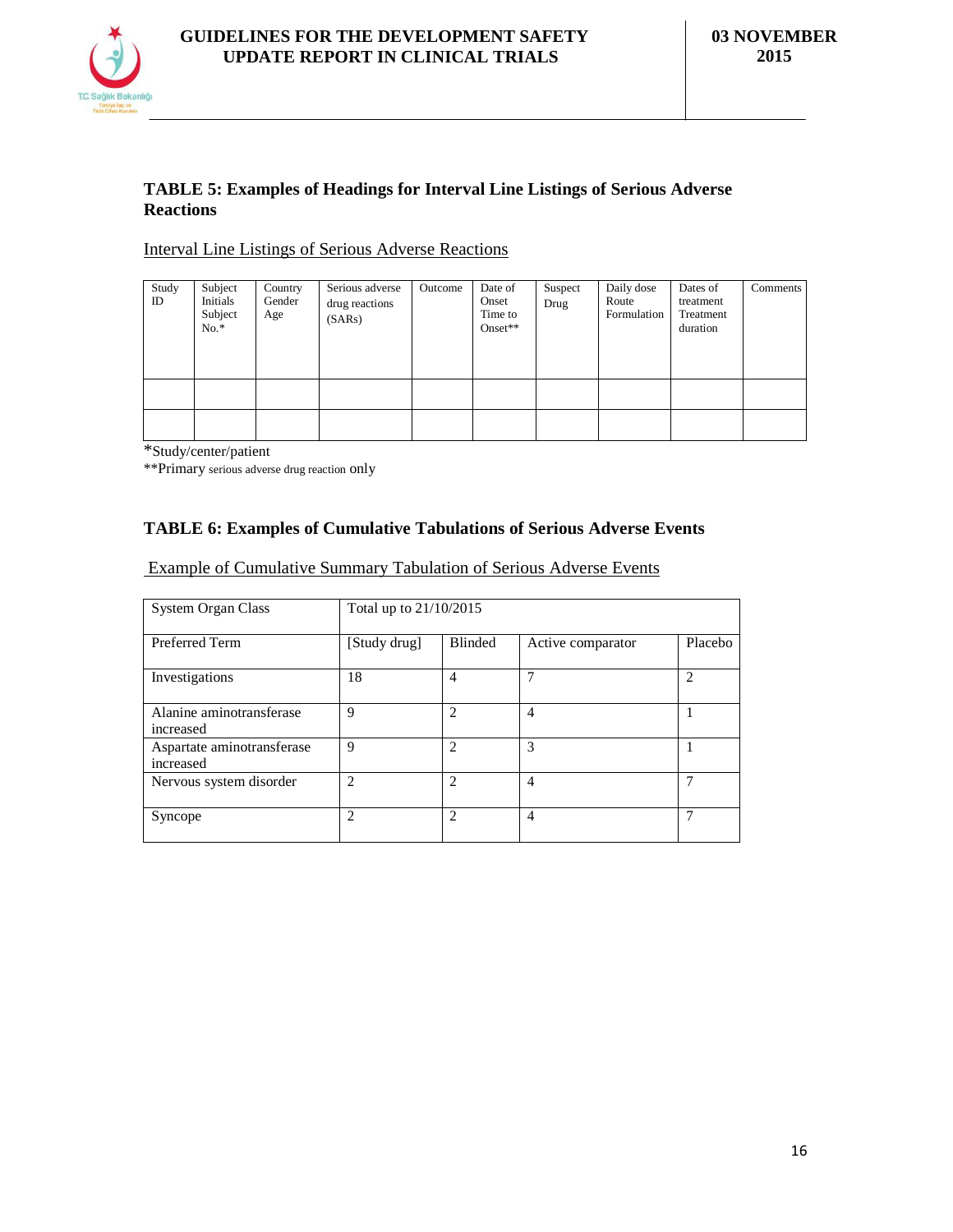## TABLE 5: Examples of Headings for Interval Line Listings of Serious Adverse Reactions

Interval Line Listings of Serious Adverse Reactions

| Study ID | Subject Initials Subject No.* | Country Gender Age | Serious adverse drug reactions (SARs) | Outcome | Date of Onset Time to Onset** | Suspect Drug | Daily dose Route Formulation | Dates of treatment Treatment duration | Comments |
|---|---|---|---|---|---|---|---|---|---|
| | | | | | | | | | |
| | | | | | | | | | |

*Study/center/patient

**Primary serious adverse drug reaction only

## TABLE 6: Examples of Cumulative Tabulations of Serious Adverse Events

Example of Cumulative Summary Tabulation of Serious Adverse Events

| System Organ Class | Total up to 21/10/2015 | | | |
|---|---|---|---|---|
| Preferred Term | [Study drug] | Blinded | Active comparator | Placebo |
| Investigations | 18 | 4 | 7 | 2 |
| Alanine aminotransferase increased | 9 | 2 | 4 | 1 |
| Aspartate aminotransferase increased | 9 | 2 | 3 | 1 |
| Nervous system disorder | 2 | 2 | 4 | 7 |
| Syncope | 2 | 2 | 4 | 7 |